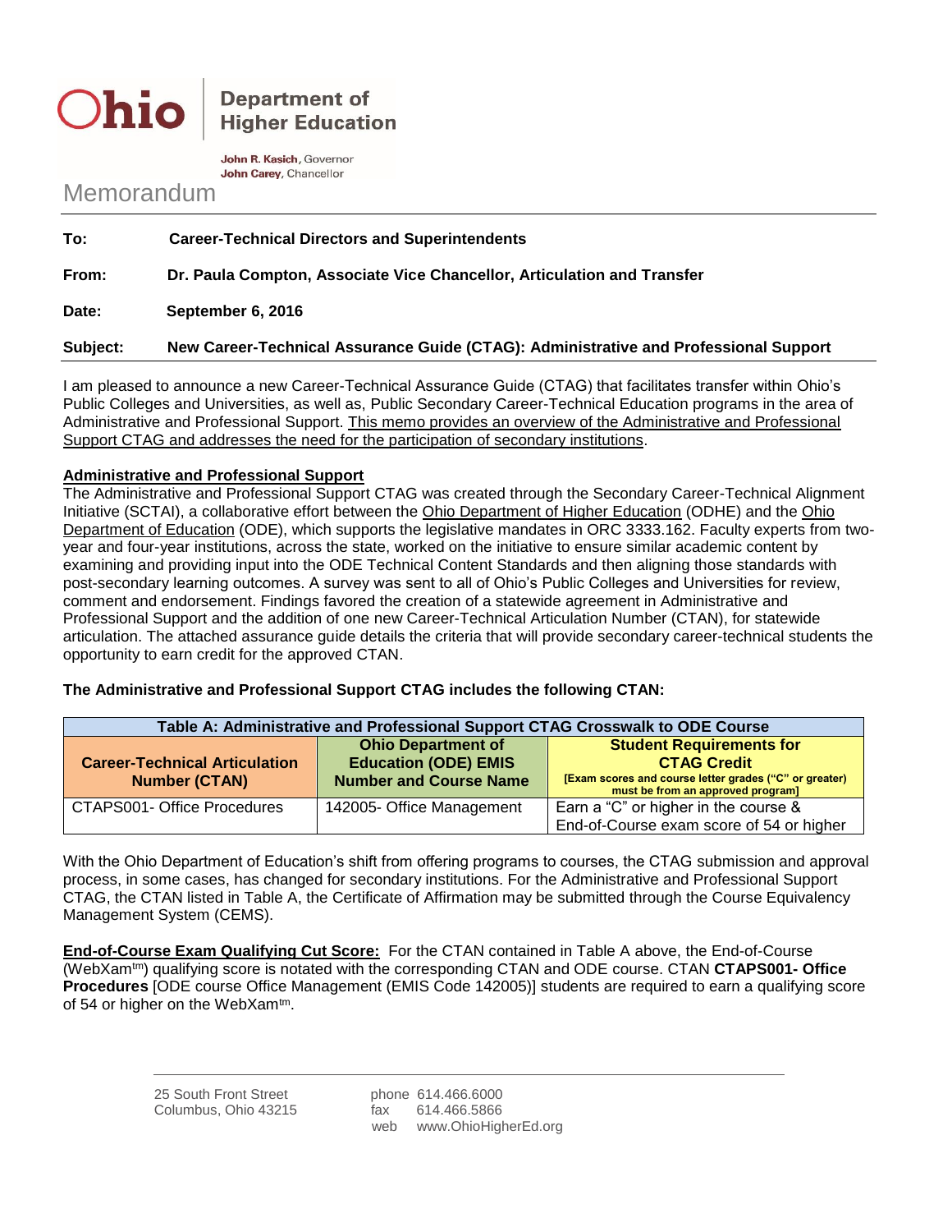**Ohio** | **Department of Higher Education**

**John R. Kasich**, Governor
**John Carey**, Chancellor

# Memorandum

**To:** **Career-Technical Directors and Superintendents**

**From:** **Dr. Paula Compton, Associate Vice Chancellor, Articulation and Transfer**

**Date:** **September 6, 2016**

**Subject:** **New Career-Technical Assurance Guide (CTAG): Administrative and Professional Support**

I am pleased to announce a new Career-Technical Assurance Guide (CTAG) that facilitates transfer within Ohio's Public Colleges and Universities, as well as, Public Secondary Career-Technical Education programs in the area of Administrative and Professional Support. This memo provides an overview of the Administrative and Professional Support CTAG and addresses the need for the participation of secondary institutions.

**Administrative and Professional Support**

The Administrative and Professional Support CTAG was created through the Secondary Career-Technical Alignment Initiative (SCTAI), a collaborative effort between the Ohio Department of Higher Education (ODHE) and the Ohio Department of Education (ODE), which supports the legislative mandates in ORC 3333.162. Faculty experts from two-year and four-year institutions, across the state, worked on the initiative to ensure similar academic content by examining and providing input into the ODE Technical Content Standards and then aligning those standards with post-secondary learning outcomes. A survey was sent to all of Ohio's Public Colleges and Universities for review, comment and endorsement. Findings favored the creation of a statewide agreement in Administrative and Professional Support and the addition of one new Career-Technical Articulation Number (CTAN), for statewide articulation. The attached assurance guide details the criteria that will provide secondary career-technical students the opportunity to earn credit for the approved CTAN.

**The Administrative and Professional Support CTAG includes the following CTAN:**

| Table A: Administrative and Professional Support CTAG Crosswalk to ODE Course | | |
|---|---|---|
| **Career-Technical Articulation Number (CTAN)** | **Ohio Department of Education (ODE) EMIS Number and Course Name** | **Student Requirements for CTAG Credit** **[Exam scores and course letter grades ("C" or greater) must be from an approved program]** |
| CTAPS001- Office Procedures | 142005- Office Management | Earn a "C" or higher in the course & End-of-Course exam score of 54 or higher |

With the Ohio Department of Education's shift from offering programs to courses, the CTAG submission and approval process, in some cases, has changed for secondary institutions. For the Administrative and Professional Support CTAG, the CTAN listed in Table A, the Certificate of Affirmation may be submitted through the Course Equivalency Management System (CEMS).

**End-of-Course Exam Qualifying Cut Score:** For the CTAN contained in Table A above, the End-of-Course (WebXam^tm^) qualifying score is notated with the corresponding CTAN and ODE course. CTAN **CTAPS001- Office Procedures** [ODE course Office Management (EMIS Code 142005)] students are required to earn a qualifying score of 54 or higher on the WebXam^tm^.

25 South Front Street
Columbus, Ohio 43215

phone 614.466.6000
fax 614.466.5866
web www.OhioHigherEd.org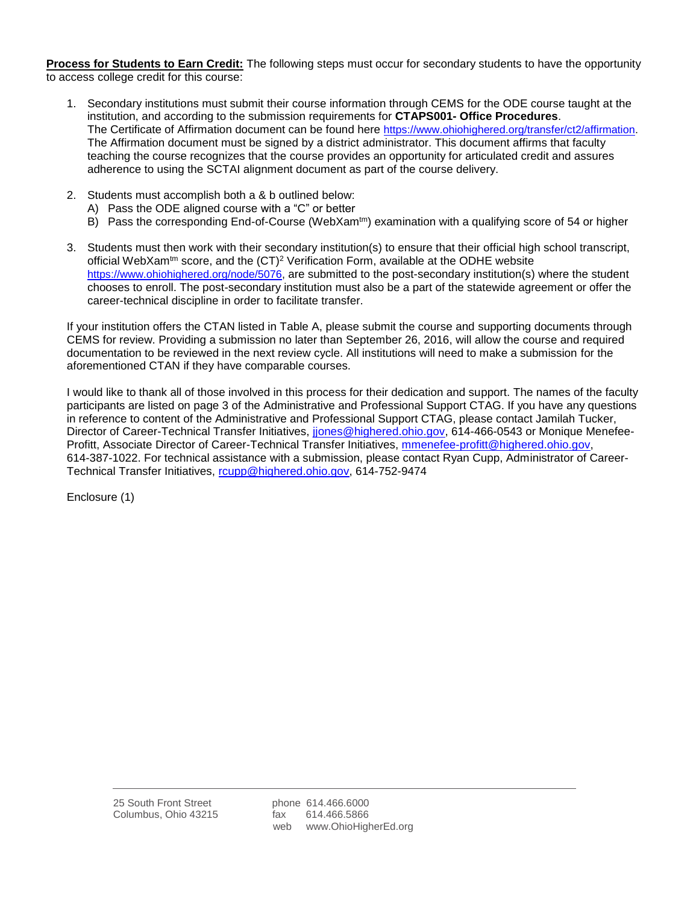**Process for Students to Earn Credit:** The following steps must occur for secondary students to have the opportunity to access college credit for this course:

1. Secondary institutions must submit their course information through CEMS for the ODE course taught at the institution, and according to the submission requirements for **CTAPS001- Office Procedures**. The Certificate of Affirmation document can be found here https://www.ohiohighered.org/transfer/ct2/affirmation. The Affirmation document must be signed by a district administrator. This document affirms that faculty teaching the course recognizes that the course provides an opportunity for articulated credit and assures adherence to using the SCTAI alignment document as part of the course delivery.

2. Students must accomplish both a & b outlined below:
   A) Pass the ODE aligned course with a "C" or better
   B) Pass the corresponding End-of-Course (WebXam™) examination with a qualifying score of 54 or higher

3. Students must then work with their secondary institution(s) to ensure that their official high school transcript, official WebXam™ score, and the (CT)² Verification Form, available at the ODHE website https://www.ohiohighered.org/node/5076, are submitted to the post-secondary institution(s) where the student chooses to enroll. The post-secondary institution must also be a part of the statewide agreement or offer the career-technical discipline in order to facilitate transfer.

If your institution offers the CTAN listed in Table A, please submit the course and supporting documents through CEMS for review. Providing a submission no later than September 26, 2016, will allow the course and required documentation to be reviewed in the next review cycle. All institutions will need to make a submission for the aforementioned CTAN if they have comparable courses.

I would like to thank all of those involved in this process for their dedication and support. The names of the faculty participants are listed on page 3 of the Administrative and Professional Support CTAG. If you have any questions in reference to content of the Administrative and Professional Support CTAG, please contact Jamilah Tucker, Director of Career-Technical Transfer Initiatives, jjones@highered.ohio.gov, 614-466-0543 or Monique Menefee-Profitt, Associate Director of Career-Technical Transfer Initiatives, mmenefee-profitt@highered.ohio.gov, 614-387-1022. For technical assistance with a submission, please contact Ryan Cupp, Administrator of Career-Technical Transfer Initiatives, rcupp@highered.ohio.gov, 614-752-9474

Enclosure (1)

25 South Front Street
Columbus, Ohio 43215

phone 614.466.6000
fax 614.466.5866
web www.OhioHigherEd.org